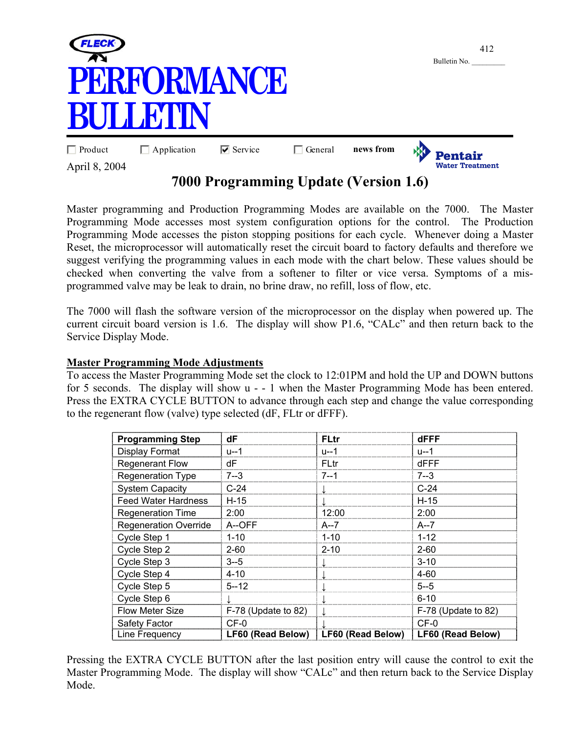FLECK

# PERFORMANCE BULLETIN

Bulletin No. 412

☐ Product ☐ Application ☑ Service ☐ General **news from** Pentair Water Treatment

April 8, 2004

## 7000 Programming Update (Version 1.6)

Master programming and Production Programming Modes are available on the 7000. The Master Programming Mode accesses most system configuration options for the control. The Production Programming Mode accesses the piston stopping positions for each cycle. Whenever doing a Master Reset, the microprocessor will automatically reset the circuit board to factory defaults and therefore we suggest verifying the programming values in each mode with the chart below. These values should be checked when converting the valve from a softener to filter or vice versa. Symptoms of a mis-programmed valve may be leak to drain, no brine draw, no refill, loss of flow, etc.

The 7000 will flash the software version of the microprocessor on the display when powered up. The current circuit board version is 1.6. The display will show P1.6, "CALc" and then return back to the Service Display Mode.

### Master Programming Mode Adjustments

To access the Master Programming Mode set the clock to 12:01PM and hold the UP and DOWN buttons for 5 seconds. The display will show u - - 1 when the Master Programming Mode has been entered. Press the EXTRA CYCLE BUTTON to advance through each step and change the value corresponding to the regenerant flow (valve) type selected (dF, FLtr or dFFF).

| Programming Step | dF | FLtr | dFFF |
|---|---|---|---|
| Display Format | u--1 | u--1 | u--1 |
| Regenerant Flow | dF | FLtr | dFFF |
| Regeneration Type | 7--3 | 7--1 | 7--3 |
| System Capacity | C-24 | ↓ | C-24 |
| Feed Water Hardness | H-15 | ↓ | H-15 |
| Regeneration Time | 2:00 | 12:00 | 2:00 |
| Regeneration Override | A--OFF | A--7 | A--7 |
| Cycle Step 1 | 1-10 | 1-10 | 1-12 |
| Cycle Step 2 | 2-60 | 2-10 | 2-60 |
| Cycle Step 3 | 3--5 | ↓ | 3-10 |
| Cycle Step 4 | 4-10 | ↓ | 4-60 |
| Cycle Step 5 | 5--12 | ↓ | 5--5 |
| Cycle Step 6 | ↓ | ↓ | 6-10 |
| Flow Meter Size | F-78 (Update to 82) | ↓ | F-78 (Update to 82) |
| Safety Factor | CF-0 | ↓ | CF-0 |
| Line Frequency | **LF60 (Read Below)** | **LF60 (Read Below)** | **LF60 (Read Below)** |

Pressing the EXTRA CYCLE BUTTON after the last position entry will cause the control to exit the Master Programming Mode. The display will show "CALc" and then return back to the Service Display Mode.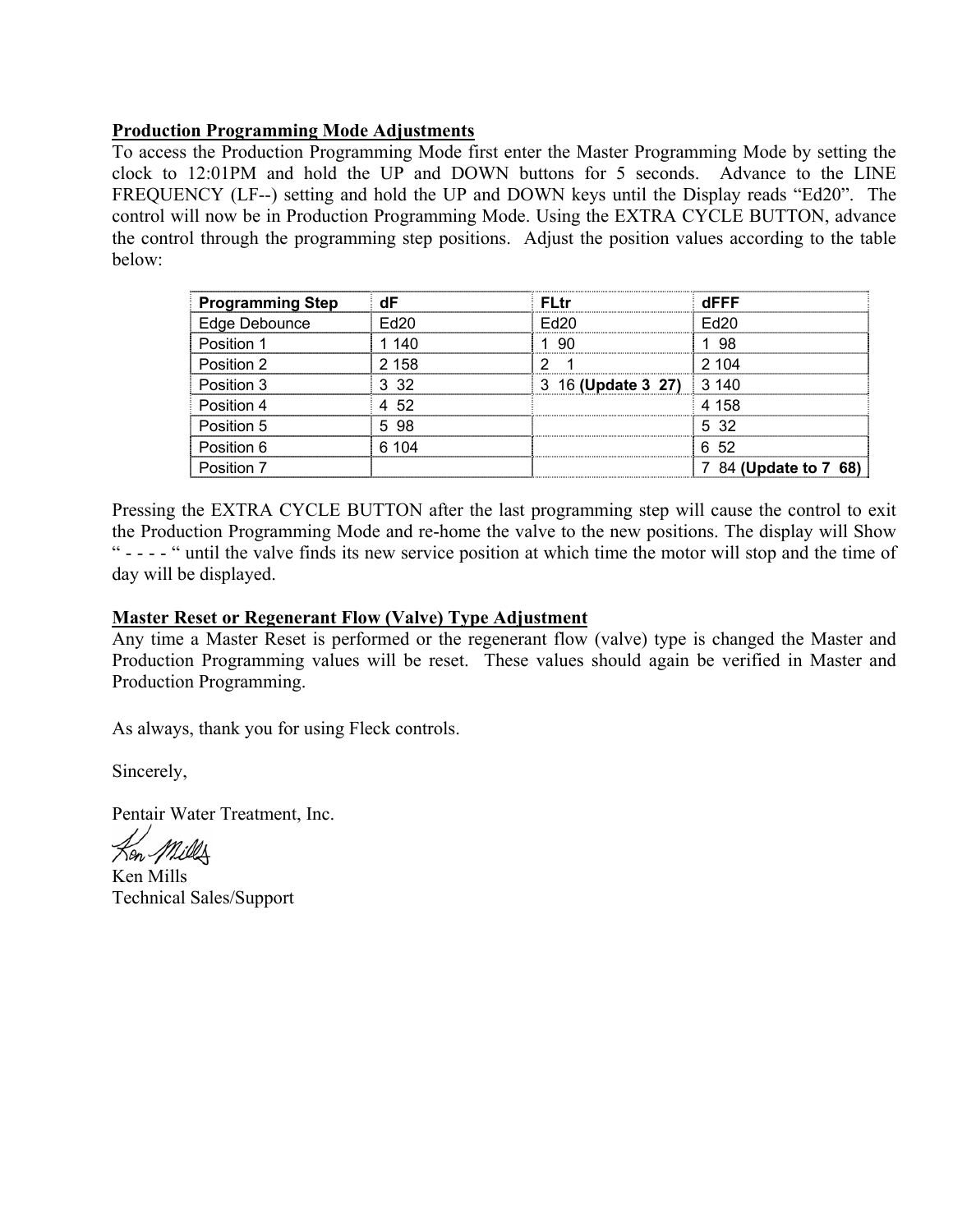**Production Programming Mode Adjustments**

To access the Production Programming Mode first enter the Master Programming Mode by setting the clock to 12:01PM and hold the UP and DOWN buttons for 5 seconds. Advance to the LINE FREQUENCY (LF--) setting and hold the UP and DOWN keys until the Display reads "Ed20". The control will now be in Production Programming Mode. Using the EXTRA CYCLE BUTTON, advance the control through the programming step positions. Adjust the position values according to the table below:

| Programming Step | dF | FLtr | dFFF |
|---|---|---|---|
| Edge Debounce | Ed20 | Ed20 | Ed20 |
| Position 1 | 1 140 | 1 90 | 1 98 |
| Position 2 | 2 158 | 2 1 | 2 104 |
| Position 3 | 3 32 | 3 16 **(Update 3 27)** | 3 140 |
| Position 4 | 4 52 | | 4 158 |
| Position 5 | 5 98 | | 5 32 |
| Position 6 | 6 104 | | 6 52 |
| Position 7 | | | 7 84 **(Update to 7 68)** |

Pressing the EXTRA CYCLE BUTTON after the last programming step will cause the control to exit the Production Programming Mode and re-home the valve to the new positions. The display will Show " - - - - " until the valve finds its new service position at which time the motor will stop and the time of day will be displayed.

**Master Reset or Regenerant Flow (Valve) Type Adjustment**

Any time a Master Reset is performed or the regenerant flow (valve) type is changed the Master and Production Programming values will be reset. These values should again be verified in Master and Production Programming.

As always, thank you for using Fleck controls.

Sincerely,

Pentair Water Treatment, Inc.

Ken Mills
Technical Sales/Support